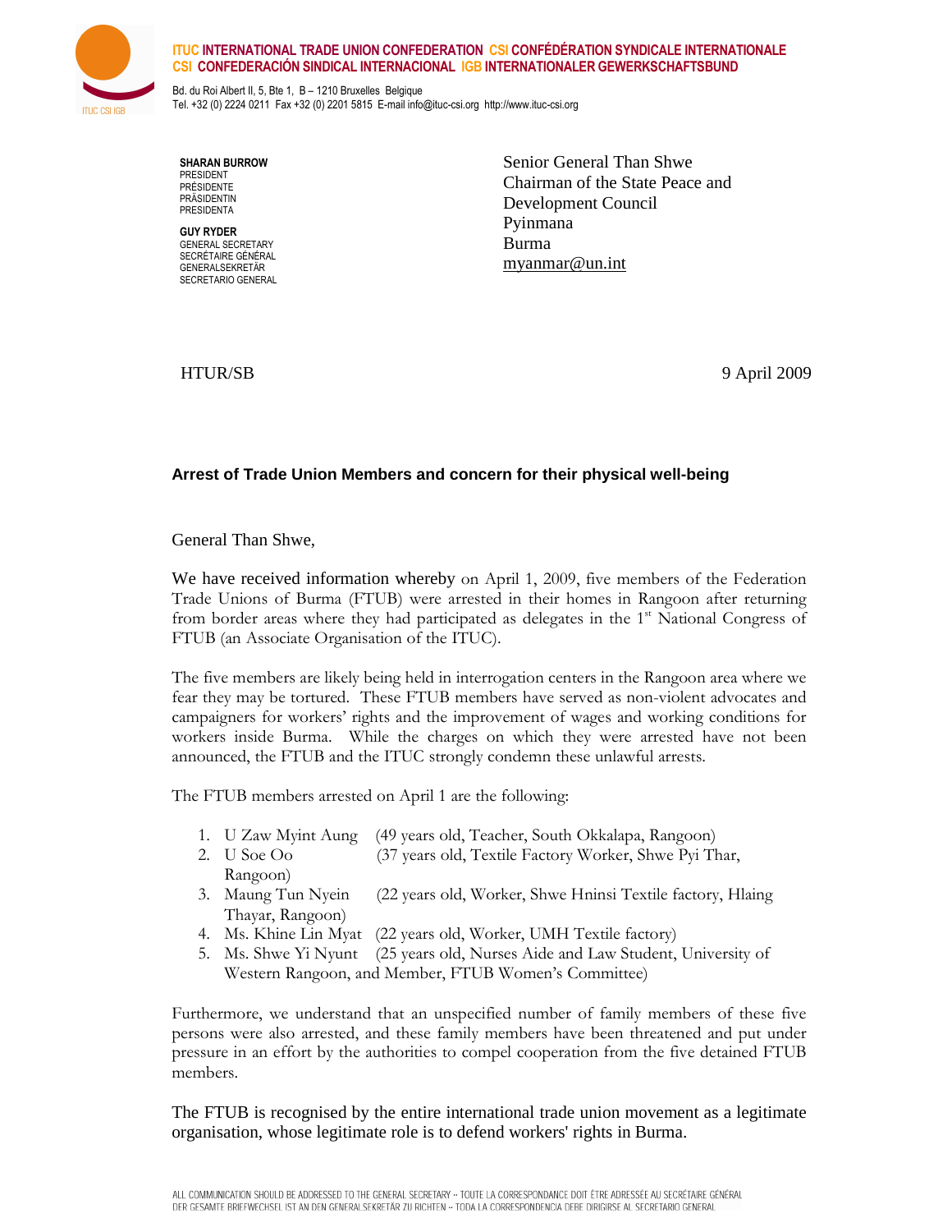ITUC INTERNATIONAL TRADE UNION CONFEDERATION CSI CONFÉDÉRATION SYNDICALE INTERNATIONALE
CSI CONFEDERACIÓN SINDICAL INTERNACIONAL IGB INTERNATIONALER GEWERKSCHAFTSBUND

Bd. du Roi Albert II, 5, Bte 1, B – 1210 Bruxelles Belgique
Tel. +32 (0) 2224 0211 Fax +32 (0) 2201 5815 E-mail info@ituc-csi.org http://www.ituc-csi.org

**SHARAN BURROW**
PRESIDENT
PRÉSIDENTE
PRÄSIDENTIN
PRESIDENTA

**GUY RYDER**
GENERAL SECRETARY
SECRÉTAIRE GÉNÉRAL
GENERALSEKRETÄR
SECRETARIO GENERAL

Senior General Than Shwe
Chairman of the State Peace and Development Council
Pyinmana
Burma
myanmar@un.int

HTUR/SB

9 April 2009

**Arrest of Trade Union Members and concern for their physical well-being**

General Than Shwe,

We have received information whereby on April 1, 2009, five members of the Federation Trade Unions of Burma (FTUB) were arrested in their homes in Rangoon after returning from border areas where they had participated as delegates in the 1st National Congress of FTUB (an Associate Organisation of the ITUC).

The five members are likely being held in interrogation centers in the Rangoon area where we fear they may be tortured. These FTUB members have served as non-violent advocates and campaigners for workers' rights and the improvement of wages and working conditions for workers inside Burma. While the charges on which they were arrested have not been announced, the FTUB and the ITUC strongly condemn these unlawful arrests.

The FTUB members arrested on April 1 are the following:

1. U Zaw Myint Aung (49 years old, Teacher, South Okkalapa, Rangoon)
2. U Soe Oo (37 years old, Textile Factory Worker, Shwe Pyi Thar, Rangoon)
3. Maung Tun Nyein (22 years old, Worker, Shwe Hninsi Textile factory, Hlaing Thayar, Rangoon)
4. Ms. Khine Lin Myat (22 years old, Worker, UMH Textile factory)
5. Ms. Shwe Yi Nyunt (25 years old, Nurses Aide and Law Student, University of Western Rangoon, and Member, FTUB Women's Committee)

Furthermore, we understand that an unspecified number of family members of these five persons were also arrested, and these family members have been threatened and put under pressure in an effort by the authorities to compel cooperation from the five detained FTUB members.

The FTUB is recognised by the entire international trade union movement as a legitimate organisation, whose legitimate role is to defend workers' rights in Burma.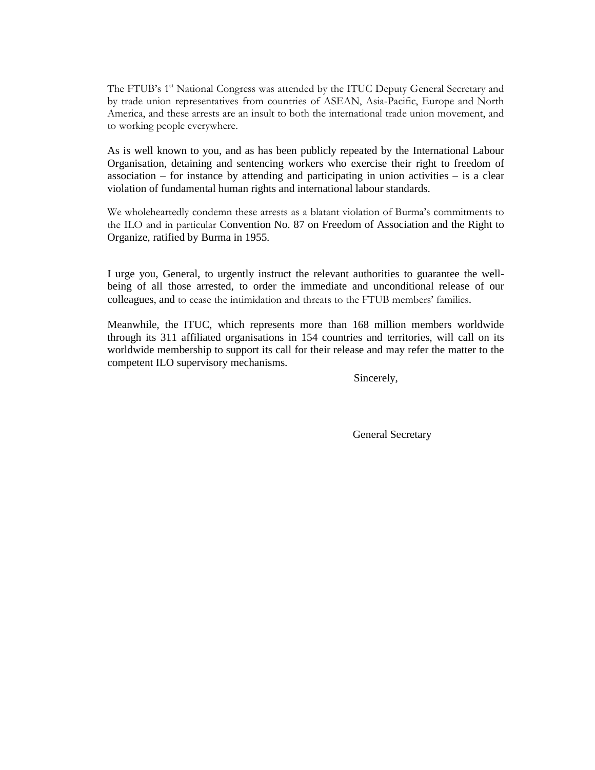The FTUB's 1st National Congress was attended by the ITUC Deputy General Secretary and by trade union representatives from countries of ASEAN, Asia-Pacific, Europe and North America, and these arrests are an insult to both the international trade union movement, and to working people everywhere.

As is well known to you, and as has been publicly repeated by the International Labour Organisation, detaining and sentencing workers who exercise their right to freedom of association – for instance by attending and participating in union activities – is a clear violation of fundamental human rights and international labour standards.

We wholeheartedly condemn these arrests as a blatant violation of Burma's commitments to the ILO and in particular Convention No. 87 on Freedom of Association and the Right to Organize, ratified by Burma in 1955.

I urge you, General, to urgently instruct the relevant authorities to guarantee the well-being of all those arrested, to order the immediate and unconditional release of our colleagues, and to cease the intimidation and threats to the FTUB members' families.

Meanwhile, the ITUC, which represents more than 168 million members worldwide through its 311 affiliated organisations in 154 countries and territories, will call on its worldwide membership to support its call for their release and may refer the matter to the competent ILO supervisory mechanisms.

Sincerely,

General Secretary